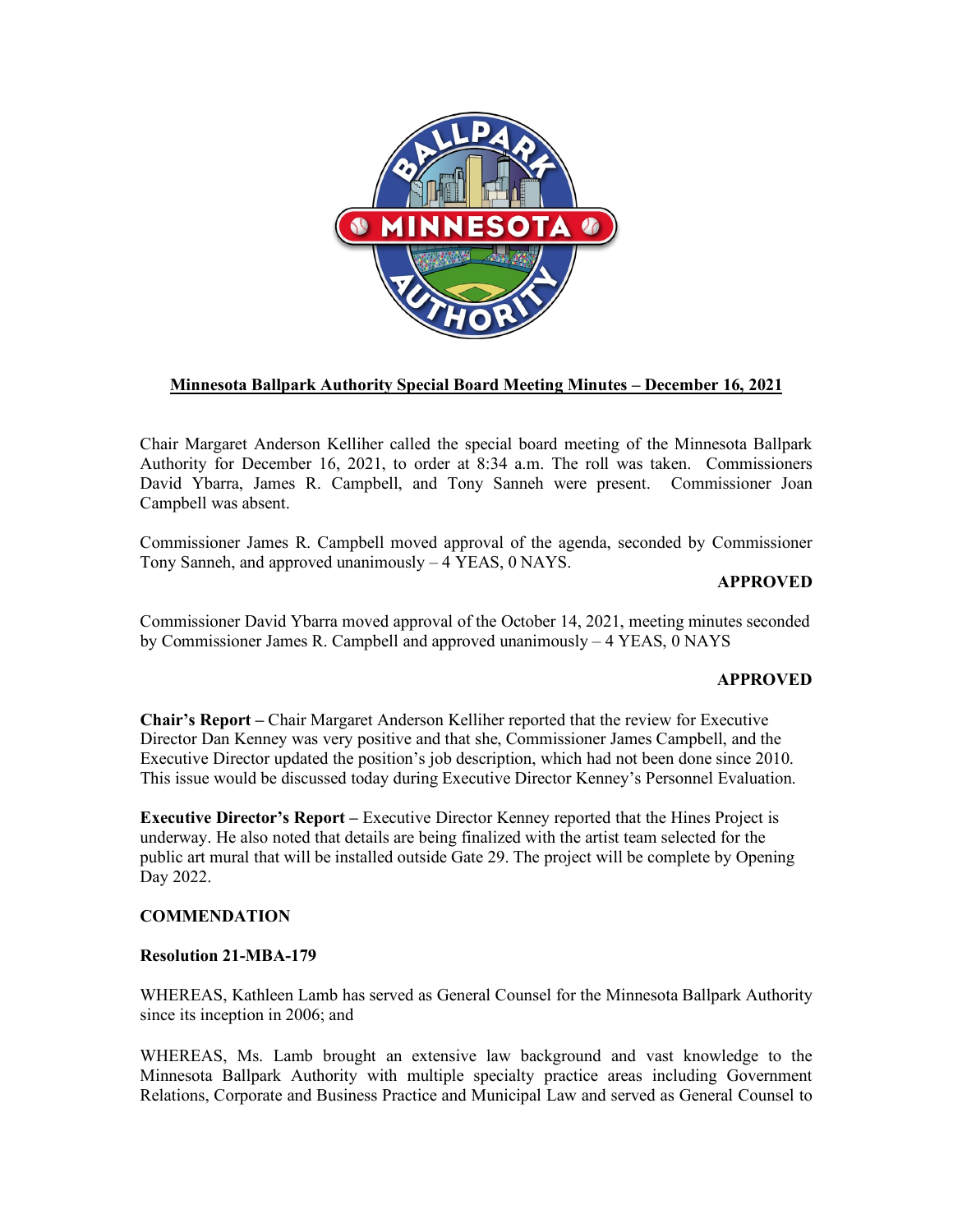# Minnesota Ballpark Authority Special Board Meeting Minutes – December 16, 2021

Chair Margaret Anderson Kelliher called the special board meeting of the Minnesota Ballpark Authority for December 16, 2021, to order at 8:34 a.m. The roll was taken. Commissioners David Ybarra, James R. Campbell, and Tony Sanneh were present. Commissioner Joan Campbell was absent.

Commissioner James R. Campbell moved approval of the agenda, seconded by Commissioner Tony Sanneh, and approved unanimously – 4 YEAS, 0 NAYS.

**APPROVED**

Commissioner David Ybarra moved approval of the October 14, 2021, meeting minutes seconded by Commissioner James R. Campbell and approved unanimously – 4 YEAS, 0 NAYS

**APPROVED**

**Chair's Report –** Chair Margaret Anderson Kelliher reported that the review for Executive Director Dan Kenney was very positive and that she, Commissioner James Campbell, and the Executive Director updated the position's job description, which had not been done since 2010. This issue would be discussed today during Executive Director Kenney's Personnel Evaluation.

**Executive Director's Report –** Executive Director Kenney reported that the Hines Project is underway. He also noted that details are being finalized with the artist team selected for the public art mural that will be installed outside Gate 29. The project will be complete by Opening Day 2022.

**COMMENDATION**

**Resolution 21-MBA-179**

WHEREAS, Kathleen Lamb has served as General Counsel for the Minnesota Ballpark Authority since its inception in 2006; and

WHEREAS, Ms. Lamb brought an extensive law background and vast knowledge to the Minnesota Ballpark Authority with multiple specialty practice areas including Government Relations, Corporate and Business Practice and Municipal Law and served as General Counsel to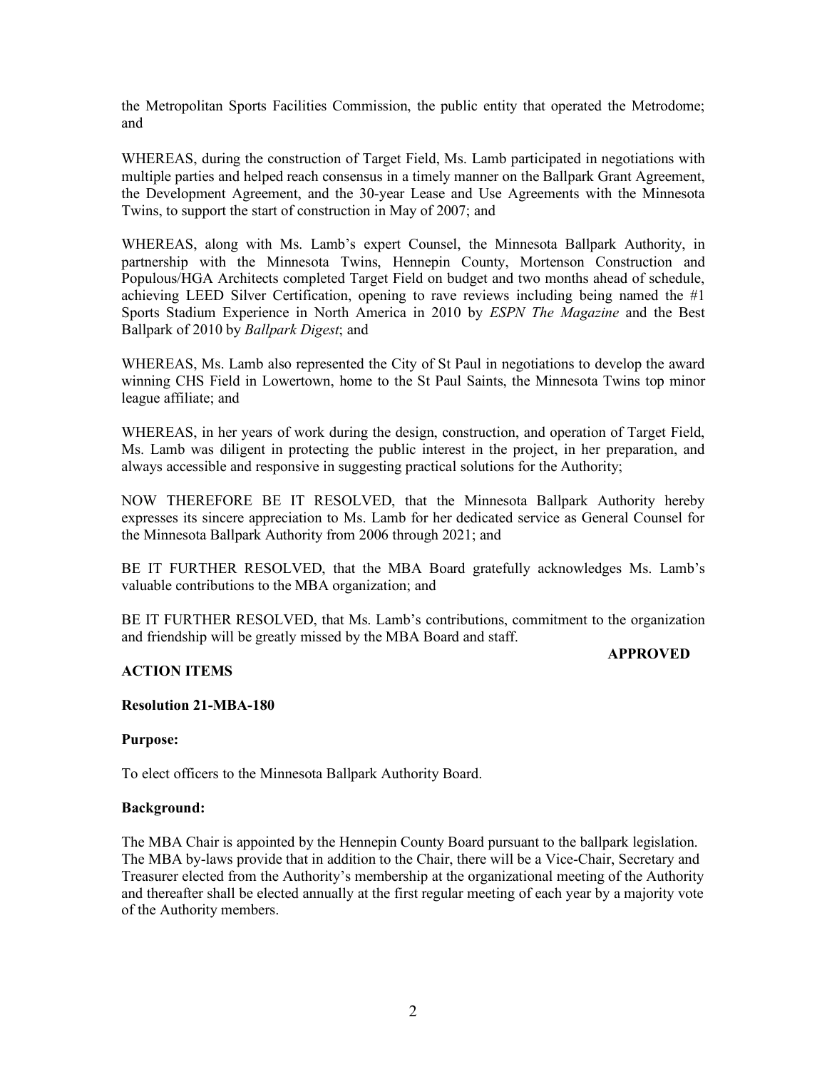the Metropolitan Sports Facilities Commission, the public entity that operated the Metrodome; and

WHEREAS, during the construction of Target Field, Ms. Lamb participated in negotiations with multiple parties and helped reach consensus in a timely manner on the Ballpark Grant Agreement, the Development Agreement, and the 30-year Lease and Use Agreements with the Minnesota Twins, to support the start of construction in May of 2007; and

WHEREAS, along with Ms. Lamb's expert Counsel, the Minnesota Ballpark Authority, in partnership with the Minnesota Twins, Hennepin County, Mortenson Construction and Populous/HGA Architects completed Target Field on budget and two months ahead of schedule, achieving LEED Silver Certification, opening to rave reviews including being named the #1 Sports Stadium Experience in North America in 2010 by *ESPN The Magazine* and the Best Ballpark of 2010 by *Ballpark Digest*; and

WHEREAS, Ms. Lamb also represented the City of St Paul in negotiations to develop the award winning CHS Field in Lowertown, home to the St Paul Saints, the Minnesota Twins top minor league affiliate; and

WHEREAS, in her years of work during the design, construction, and operation of Target Field, Ms. Lamb was diligent in protecting the public interest in the project, in her preparation, and always accessible and responsive in suggesting practical solutions for the Authority;

NOW THEREFORE BE IT RESOLVED, that the Minnesota Ballpark Authority hereby expresses its sincere appreciation to Ms. Lamb for her dedicated service as General Counsel for the Minnesota Ballpark Authority from 2006 through 2021; and

BE IT FURTHER RESOLVED, that the MBA Board gratefully acknowledges Ms. Lamb's valuable contributions to the MBA organization; and

BE IT FURTHER RESOLVED, that Ms. Lamb's contributions, commitment to the organization and friendship will be greatly missed by the MBA Board and staff.

**APPROVED**

**ACTION ITEMS**

**Resolution 21-MBA-180**

**Purpose:**

To elect officers to the Minnesota Ballpark Authority Board.

**Background:**

The MBA Chair is appointed by the Hennepin County Board pursuant to the ballpark legislation. The MBA by-laws provide that in addition to the Chair, there will be a Vice-Chair, Secretary and Treasurer elected from the Authority's membership at the organizational meeting of the Authority and thereafter shall be elected annually at the first regular meeting of each year by a majority vote of the Authority members.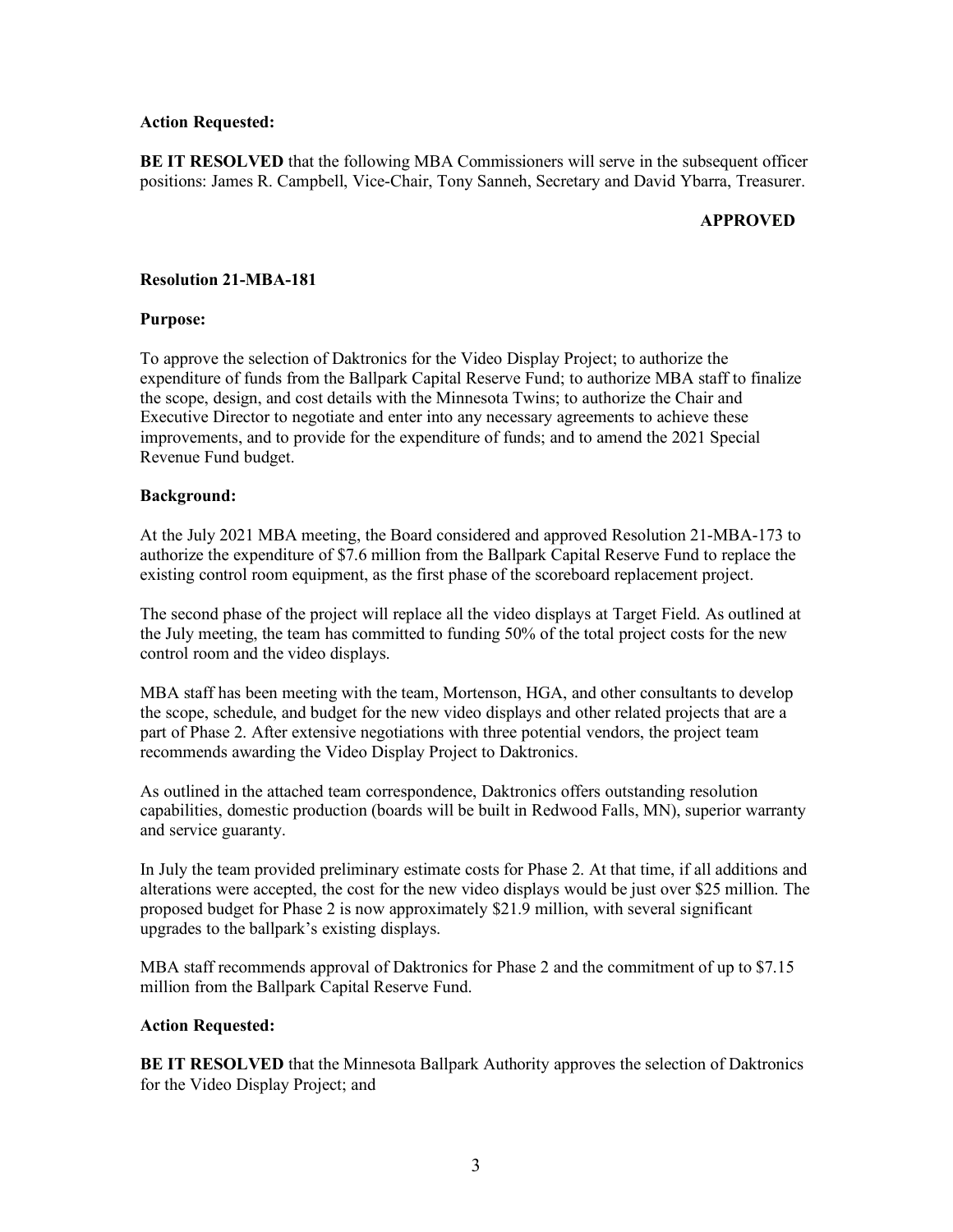**Action Requested:**

**BE IT RESOLVED** that the following MBA Commissioners will serve in the subsequent officer positions: James R. Campbell, Vice-Chair, Tony Sanneh, Secretary and David Ybarra, Treasurer.

**APPROVED**

**Resolution 21-MBA-181**

**Purpose:**

To approve the selection of Daktronics for the Video Display Project; to authorize the expenditure of funds from the Ballpark Capital Reserve Fund; to authorize MBA staff to finalize the scope, design, and cost details with the Minnesota Twins; to authorize the Chair and Executive Director to negotiate and enter into any necessary agreements to achieve these improvements, and to provide for the expenditure of funds; and to amend the 2021 Special Revenue Fund budget.

**Background:**

At the July 2021 MBA meeting, the Board considered and approved Resolution 21-MBA-173 to authorize the expenditure of $7.6 million from the Ballpark Capital Reserve Fund to replace the existing control room equipment, as the first phase of the scoreboard replacement project.

The second phase of the project will replace all the video displays at Target Field. As outlined at the July meeting, the team has committed to funding 50% of the total project costs for the new control room and the video displays.

MBA staff has been meeting with the team, Mortenson, HGA, and other consultants to develop the scope, schedule, and budget for the new video displays and other related projects that are a part of Phase 2. After extensive negotiations with three potential vendors, the project team recommends awarding the Video Display Project to Daktronics.

As outlined in the attached team correspondence, Daktronics offers outstanding resolution capabilities, domestic production (boards will be built in Redwood Falls, MN), superior warranty and service guaranty.

In July the team provided preliminary estimate costs for Phase 2. At that time, if all additions and alterations were accepted, the cost for the new video displays would be just over $25 million. The proposed budget for Phase 2 is now approximately $21.9 million, with several significant upgrades to the ballpark's existing displays.

MBA staff recommends approval of Daktronics for Phase 2 and the commitment of up to $7.15 million from the Ballpark Capital Reserve Fund.

**Action Requested:**

**BE IT RESOLVED** that the Minnesota Ballpark Authority approves the selection of Daktronics for the Video Display Project; and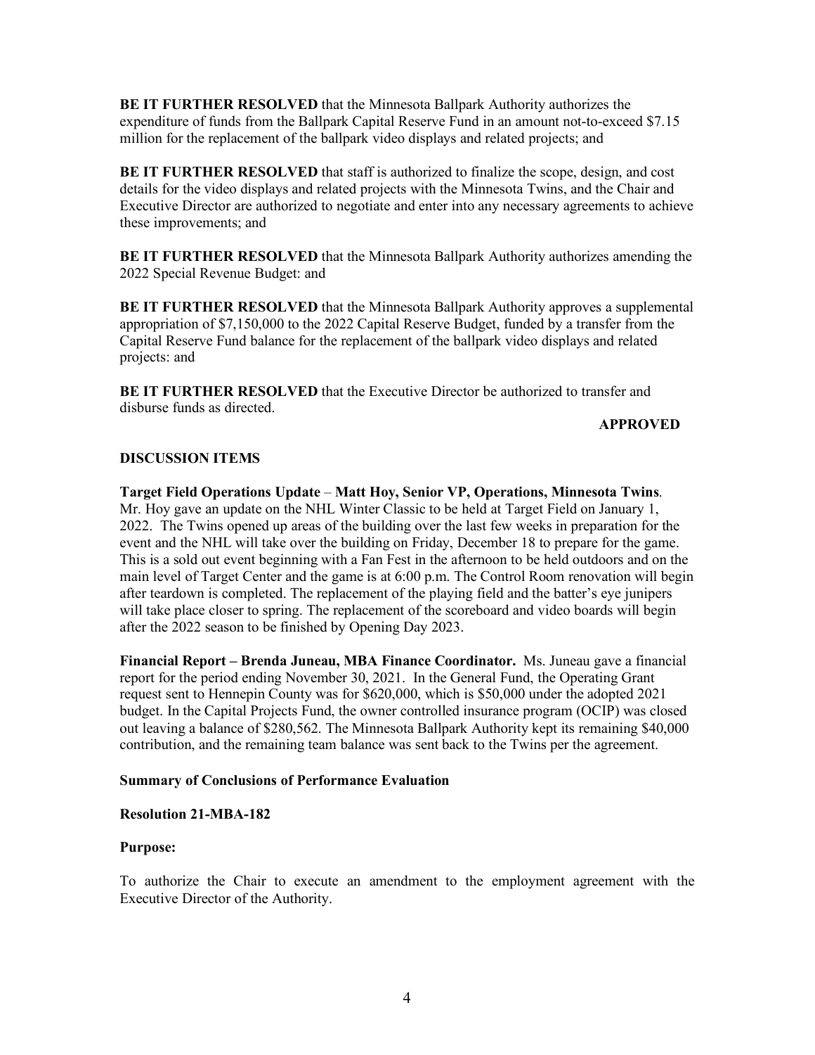**BE IT FURTHER RESOLVED** that the Minnesota Ballpark Authority authorizes the expenditure of funds from the Ballpark Capital Reserve Fund in an amount not-to-exceed $7.15 million for the replacement of the ballpark video displays and related projects; and

**BE IT FURTHER RESOLVED** that staff is authorized to finalize the scope, design, and cost details for the video displays and related projects with the Minnesota Twins, and the Chair and Executive Director are authorized to negotiate and enter into any necessary agreements to achieve these improvements; and

**BE IT FURTHER RESOLVED** that the Minnesota Ballpark Authority authorizes amending the 2022 Special Revenue Budget: and

**BE IT FURTHER RESOLVED** that the Minnesota Ballpark Authority approves a supplemental appropriation of $7,150,000 to the 2022 Capital Reserve Budget, funded by a transfer from the Capital Reserve Fund balance for the replacement of the ballpark video displays and related projects: and

**BE IT FURTHER RESOLVED** that the Executive Director be authorized to transfer and disburse funds as directed.

**APPROVED**

**DISCUSSION ITEMS**

**Target Field Operations Update** – **Matt Hoy, Senior VP, Operations, Minnesota Twins**. Mr. Hoy gave an update on the NHL Winter Classic to be held at Target Field on January 1, 2022. The Twins opened up areas of the building over the last few weeks in preparation for the event and the NHL will take over the building on Friday, December 18 to prepare for the game. This is a sold out event beginning with a Fan Fest in the afternoon to be held outdoors and on the main level of Target Center and the game is at 6:00 p.m. The Control Room renovation will begin after teardown is completed. The replacement of the playing field and the batter's eye junipers will take place closer to spring. The replacement of the scoreboard and video boards will begin after the 2022 season to be finished by Opening Day 2023.

**Financial Report – Brenda Juneau, MBA Finance Coordinator.** Ms. Juneau gave a financial report for the period ending November 30, 2021. In the General Fund, the Operating Grant request sent to Hennepin County was for $620,000, which is $50,000 under the adopted 2021 budget. In the Capital Projects Fund, the owner controlled insurance program (OCIP) was closed out leaving a balance of $280,562. The Minnesota Ballpark Authority kept its remaining $40,000 contribution, and the remaining team balance was sent back to the Twins per the agreement.

**Summary of Conclusions of Performance Evaluation**

**Resolution 21-MBA-182**

**Purpose:**

To authorize the Chair to execute an amendment to the employment agreement with the Executive Director of the Authority.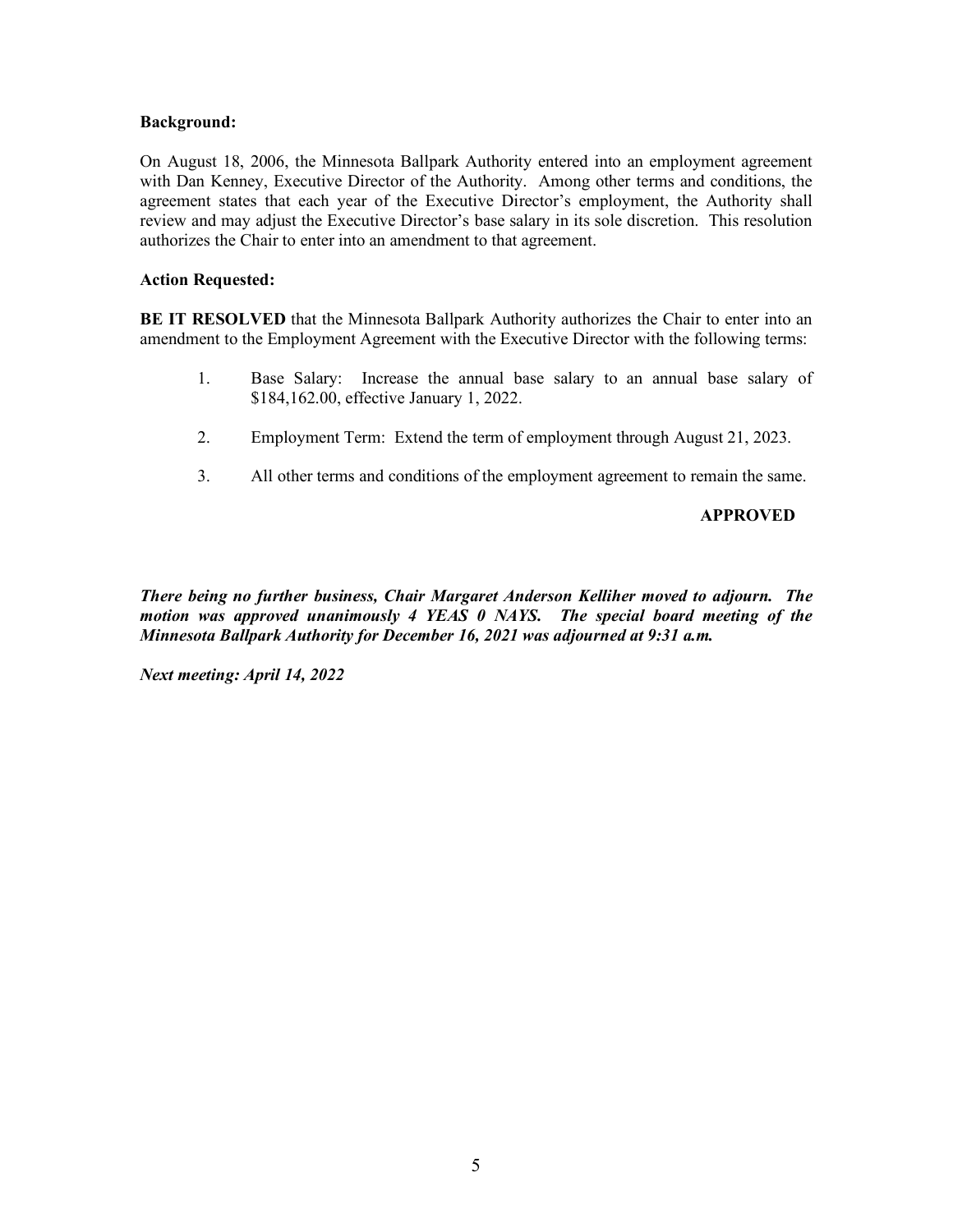**Background:**

On August 18, 2006, the Minnesota Ballpark Authority entered into an employment agreement with Dan Kenney, Executive Director of the Authority. Among other terms and conditions, the agreement states that each year of the Executive Director's employment, the Authority shall review and may adjust the Executive Director's base salary in its sole discretion. This resolution authorizes the Chair to enter into an amendment to that agreement.

**Action Requested:**

**BE IT RESOLVED** that the Minnesota Ballpark Authority authorizes the Chair to enter into an amendment to the Employment Agreement with the Executive Director with the following terms:

1. Base Salary: Increase the annual base salary to an annual base salary of $184,162.00, effective January 1, 2022.
2. Employment Term: Extend the term of employment through August 21, 2023.
3. All other terms and conditions of the employment agreement to remain the same.

**APPROVED**

***There being no further business, Chair Margaret Anderson Kelliher moved to adjourn. The motion was approved unanimously 4 YEAS 0 NAYS. The special board meeting of the Minnesota Ballpark Authority for December 16, 2021 was adjourned at 9:31 a.m.***

***Next meeting: April 14, 2022***